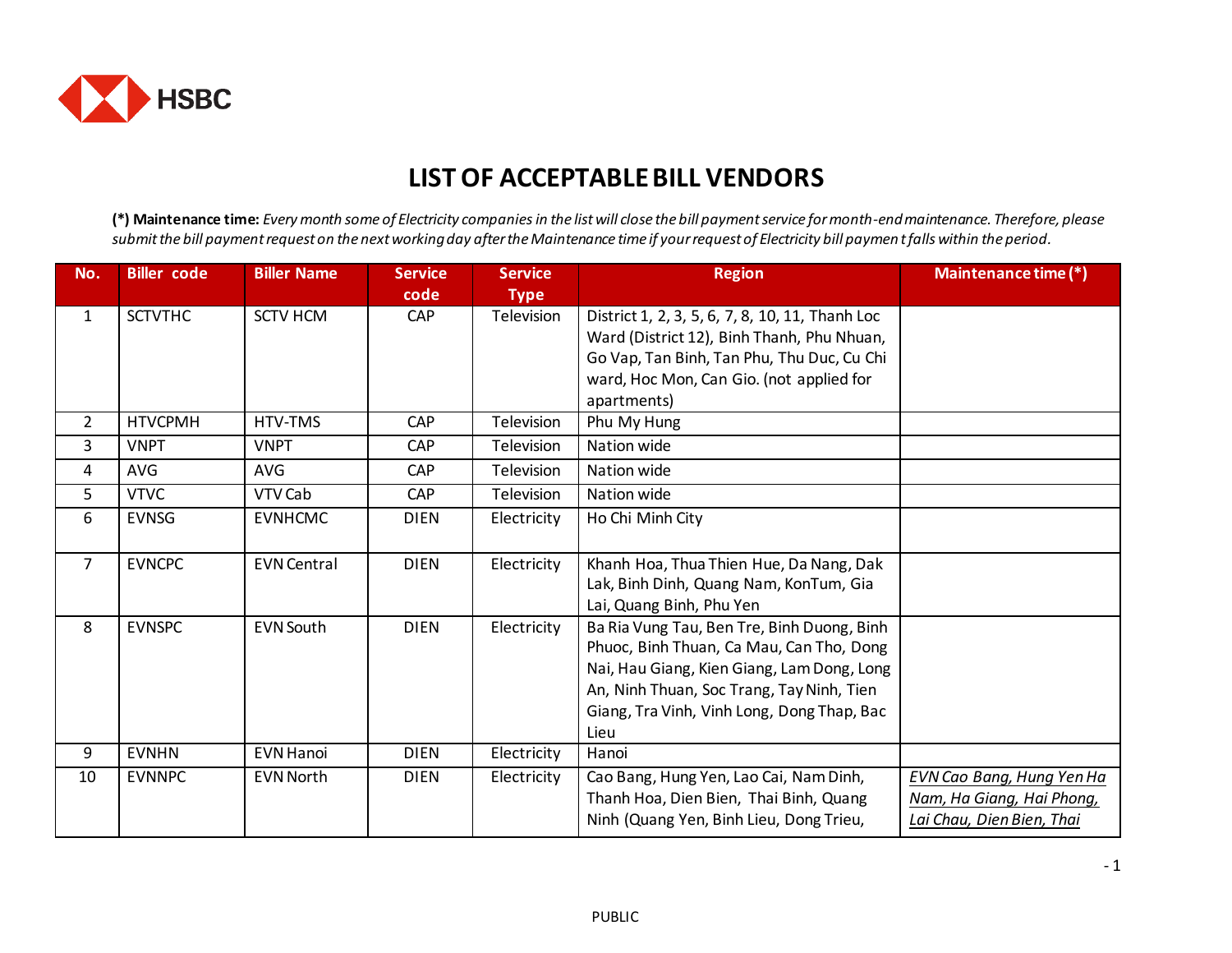# LIST OF ACCEPTABLE BILL VENDORS

**(*) Maintenance time:** *Every month some of Electricity companies in the list will close the bill payment service for month-end maintenance. Therefore, please submit the bill payment request on the next working day after the Maintenance time if your request of Electricity bill paymen t falls within the period.*

| No. | Biller code | Biller Name | Service code | Service Type | Region | Maintenance time (*) |
|---|---|---|---|---|---|---|
| 1 | SCTVTHC | SCTV HCM | CAP | Television | District 1, 2, 3, 5, 6, 7, 8, 10, 11, Thanh Loc Ward (District 12), Binh Thanh, Phu Nhuan, Go Vap, Tan Binh, Tan Phu, Thu Duc, Cu Chi ward, Hoc Mon, Can Gio. (not applied for apartments) | |
| 2 | HTVCPMH | HTV-TMS | CAP | Television | Phu My Hung | |
| 3 | VNPT | VNPT | CAP | Television | Nation wide | |
| 4 | AVG | AVG | CAP | Television | Nation wide | |
| 5 | VTVC | VTV Cab | CAP | Television | Nation wide | |
| 6 | EVNSG | EVNHCMC | DIEN | Electricity | Ho Chi Minh City | |
| 7 | EVNCPC | EVN Central | DIEN | Electricity | Khanh Hoa, Thua Thien Hue, Da Nang, Dak Lak, Binh Dinh, Quang Nam, KonTum, Gia Lai, Quang Binh, Phu Yen | |
| 8 | EVNSPC | EVN South | DIEN | Electricity | Ba Ria Vung Tau, Ben Tre, Binh Duong, Binh Phuoc, Binh Thuan, Ca Mau, Can Tho, Dong Nai, Hau Giang, Kien Giang, Lam Dong, Long An, Ninh Thuan, Soc Trang, Tay Ninh, Tien Giang, Tra Vinh, Vinh Long, Dong Thap, Bac Lieu | |
| 9 | EVNHN | EVN Hanoi | DIEN | Electricity | Hanoi | |
| 10 | EVNNPC | EVN North | DIEN | Electricity | Cao Bang, Hung Yen, Lao Cai, Nam Dinh, Thanh Hoa, Dien Bien, Thai Binh, Quang Ninh (Quang Yen, Binh Lieu, Dong Trieu, | *EVN Cao Bang, Hung Yen Ha Nam, Ha Giang, Hai Phong, Lai Chau, Dien Bien, Thai* |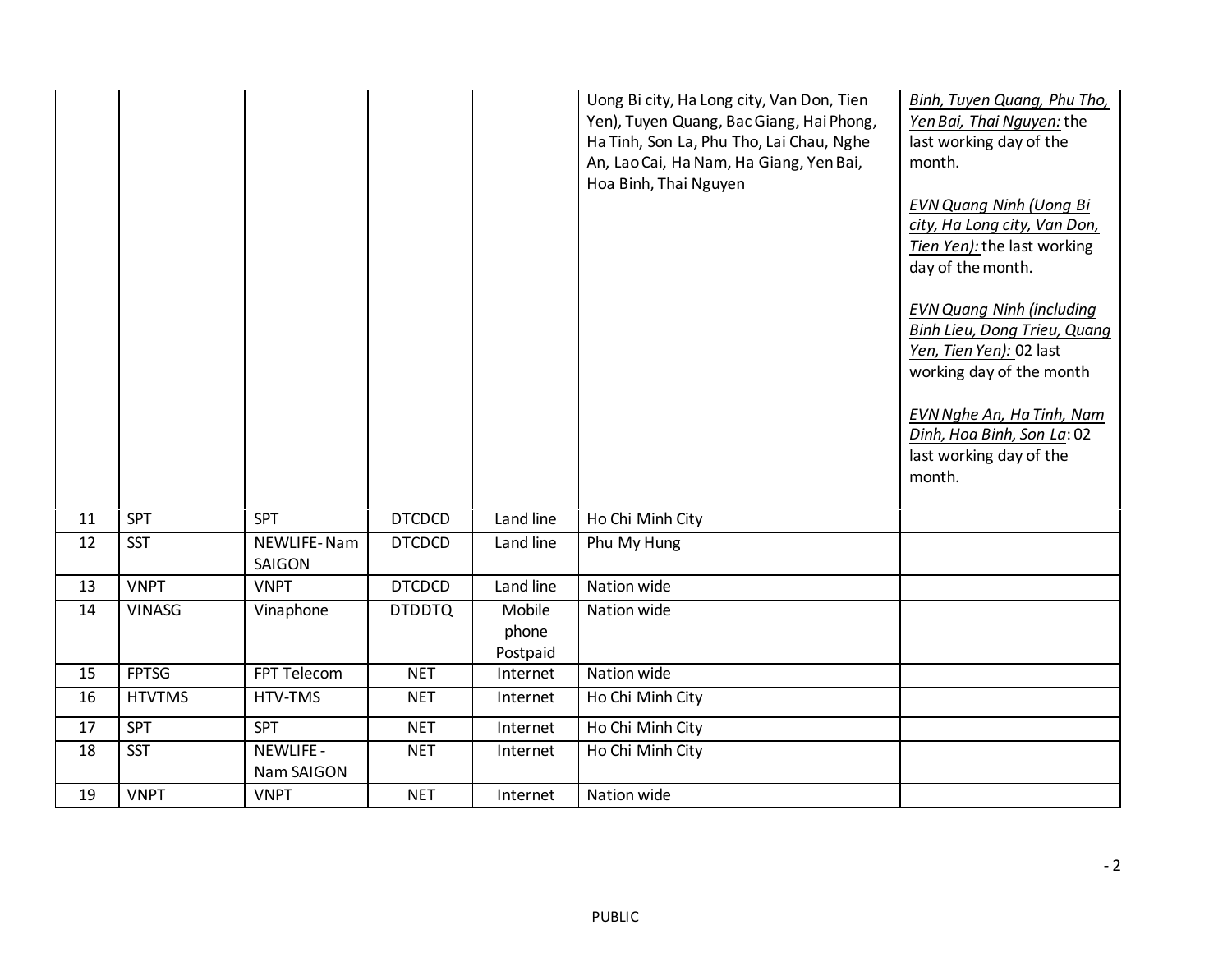| | | | | | | |
|---|---|---|---|---|---|---|
| | | | | | Uong Bi city, Ha Long city, Van Don, Tien Yen), Tuyen Quang, Bac Giang, Hai Phong, Ha Tinh, Son La, Phu Tho, Lai Chau, Nghe An, Lao Cai, Ha Nam, Ha Giang, Yen Bai, Hoa Binh, Thai Nguyen | *Binh, Tuyen Quang, Phu Tho, Yen Bai, Thai Nguyen:* the last working day of the month.<br><br>*EVN Quang Ninh (Uong Bi city, Ha Long city, Van Don, Tien Yen):* the last working day of the month.<br><br>*EVN Quang Ninh (including Binh Lieu, Dong Trieu, Quang Yen, Tien Yen):* 02 last working day of the month<br><br>*EVN Nghe An, Ha Tinh, Nam Dinh, Hoa Binh, Son La*: 02 last working day of the month. |
| 11 | SPT | SPT | DTCDCD | Land line | Ho Chi Minh City | |
| 12 | SST | NEWLIFE-Nam SAIGON | DTCDCD | Land line | Phu My Hung | |
| 13 | VNPT | VNPT | DTCDCD | Land line | Nation wide | |
| 14 | VINASG | Vinaphone | DTDDTQ | Mobile phone Postpaid | Nation wide | |
| 15 | FPTSG | FPT Telecom | NET | Internet | Nation wide | |
| 16 | HTVTMS | HTV-TMS | NET | Internet | Ho Chi Minh City | |
| 17 | SPT | SPT | NET | Internet | Ho Chi Minh City | |
| 18 | SST | NEWLIFE - Nam SAIGON | NET | Internet | Ho Chi Minh City | |
| 19 | VNPT | VNPT | NET | Internet | Nation wide | |

PUBLIC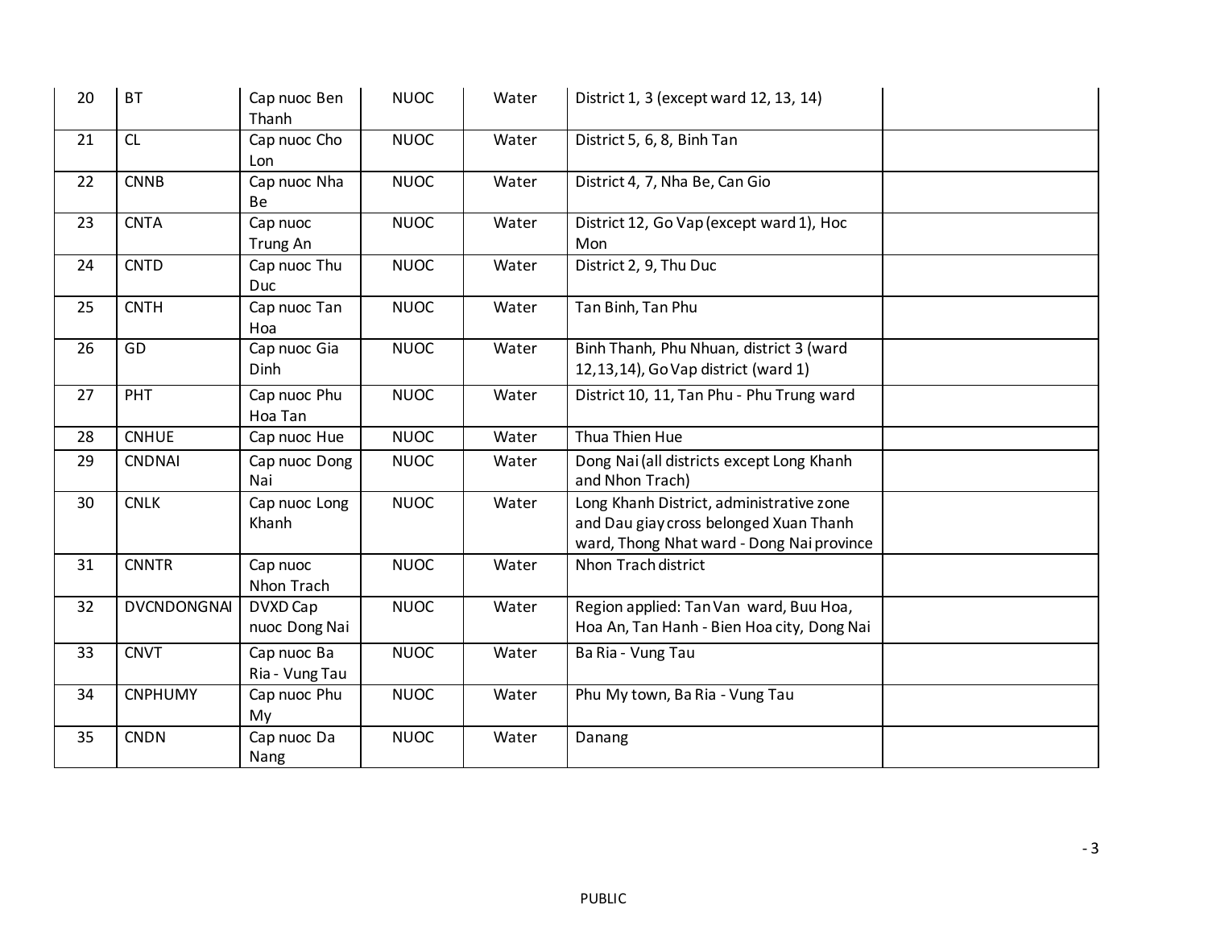| 20 | BT | Cap nuoc Ben Thanh | NUOC | Water | District 1, 3 (except ward 12, 13, 14) | |
|---|---|---|---|---|---|---|
| 21 | CL | Cap nuoc Cho Lon | NUOC | Water | District 5, 6, 8, Binh Tan | |
| 22 | CNNB | Cap nuoc Nha Be | NUOC | Water | District 4, 7, Nha Be, Can Gio | |
| 23 | CNTA | Cap nuoc Trung An | NUOC | Water | District 12, Go Vap (except ward 1), Hoc Mon | |
| 24 | CNTD | Cap nuoc Thu Duc | NUOC | Water | District 2, 9, Thu Duc | |
| 25 | CNTH | Cap nuoc Tan Hoa | NUOC | Water | Tan Binh, Tan Phu | |
| 26 | GD | Cap nuoc Gia Dinh | NUOC | Water | Binh Thanh, Phu Nhuan, district 3 (ward 12,13,14), Go Vap district (ward 1) | |
| 27 | PHT | Cap nuoc Phu Hoa Tan | NUOC | Water | District 10, 11, Tan Phu - Phu Trung ward | |
| 28 | CNHUE | Cap nuoc Hue | NUOC | Water | Thua Thien Hue | |
| 29 | CNDNAI | Cap nuoc Dong Nai | NUOC | Water | Dong Nai (all districts except Long Khanh and Nhon Trach) | |
| 30 | CNLK | Cap nuoc Long Khanh | NUOC | Water | Long Khanh District, administrative zone and Dau giay cross belonged Xuan Thanh ward, Thong Nhat ward - Dong Nai province | |
| 31 | CNNTR | Cap nuoc Nhon Trach | NUOC | Water | Nhon Trach district | |
| 32 | DVCNDONGNAI | DVXD Cap nuoc Dong Nai | NUOC | Water | Region applied: Tan Van ward, Buu Hoa, Hoa An, Tan Hanh - Bien Hoa city, Dong Nai | |
| 33 | CNVT | Cap nuoc Ba Ria - Vung Tau | NUOC | Water | Ba Ria - Vung Tau | |
| 34 | CNPHUMY | Cap nuoc Phu My | NUOC | Water | Phu My town, Ba Ria - Vung Tau | |
| 35 | CNDN | Cap nuoc Da Nang | NUOC | Water | Danang | |

PUBLIC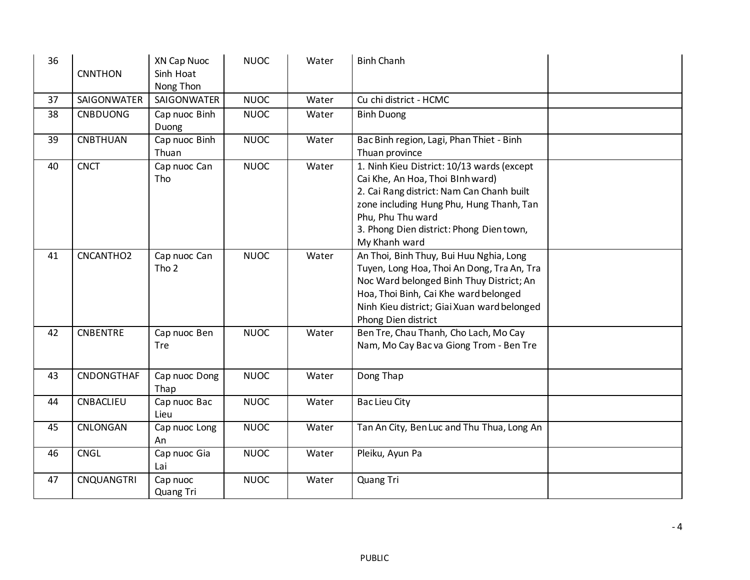| 36 | CNNTHON | XN Cap Nuoc Sinh Hoat Nong Thon | NUOC | Water | Binh Chanh | |
|---|---|---|---|---|---|---|
| 37 | SAIGONWATER | SAIGONWATER | NUOC | Water | Cu chi district - HCMC | |
| 38 | CNBDUONG | Cap nuoc Binh Duong | NUOC | Water | Binh Duong | |
| 39 | CNBTHUAN | Cap nuoc Binh Thuan | NUOC | Water | Bac Binh region, Lagi, Phan Thiet - Binh Thuan province | |
| 40 | CNCT | Cap nuoc Can Tho | NUOC | Water | 1. Ninh Kieu District: 10/13 wards (except Cai Khe, An Hoa, Thoi BInh ward)<br>2. Cai Rang district: Nam Can Chanh built zone including Hung Phu, Hung Thanh, Tan Phu, Phu Thu ward<br>3. Phong Dien district: Phong Dien town, My Khanh ward | |
| 41 | CNCANTHO2 | Cap nuoc Can Tho 2 | NUOC | Water | An Thoi, Binh Thuy, Bui Huu Nghia, Long Tuyen, Long Hoa, Thoi An Dong, Tra An, Tra Noc Ward belonged Binh Thuy District; An Hoa, Thoi Binh, Cai Khe ward belonged Ninh Kieu district; Giai Xuan ward belonged Phong Dien district | |
| 42 | CNBENTRE | Cap nuoc Ben Tre | NUOC | Water | Ben Tre, Chau Thanh, Cho Lach, Mo Cay Nam, Mo Cay Bac va Giong Trom - Ben Tre | |
| 43 | CNDONGTHAF | Cap nuoc Dong Thap | NUOC | Water | Dong Thap | |
| 44 | CNBACLIEU | Cap nuoc Bac Lieu | NUOC | Water | Bac Lieu City | |
| 45 | CNLONGAN | Cap nuoc Long An | NUOC | Water | Tan An City, Ben Luc and Thu Thua, Long An | |
| 46 | CNGL | Cap nuoc Gia Lai | NUOC | Water | Pleiku, Ayun Pa | |
| 47 | CNQUANGTRI | Cap nuoc Quang Tri | NUOC | Water | Quang Tri | |

PUBLIC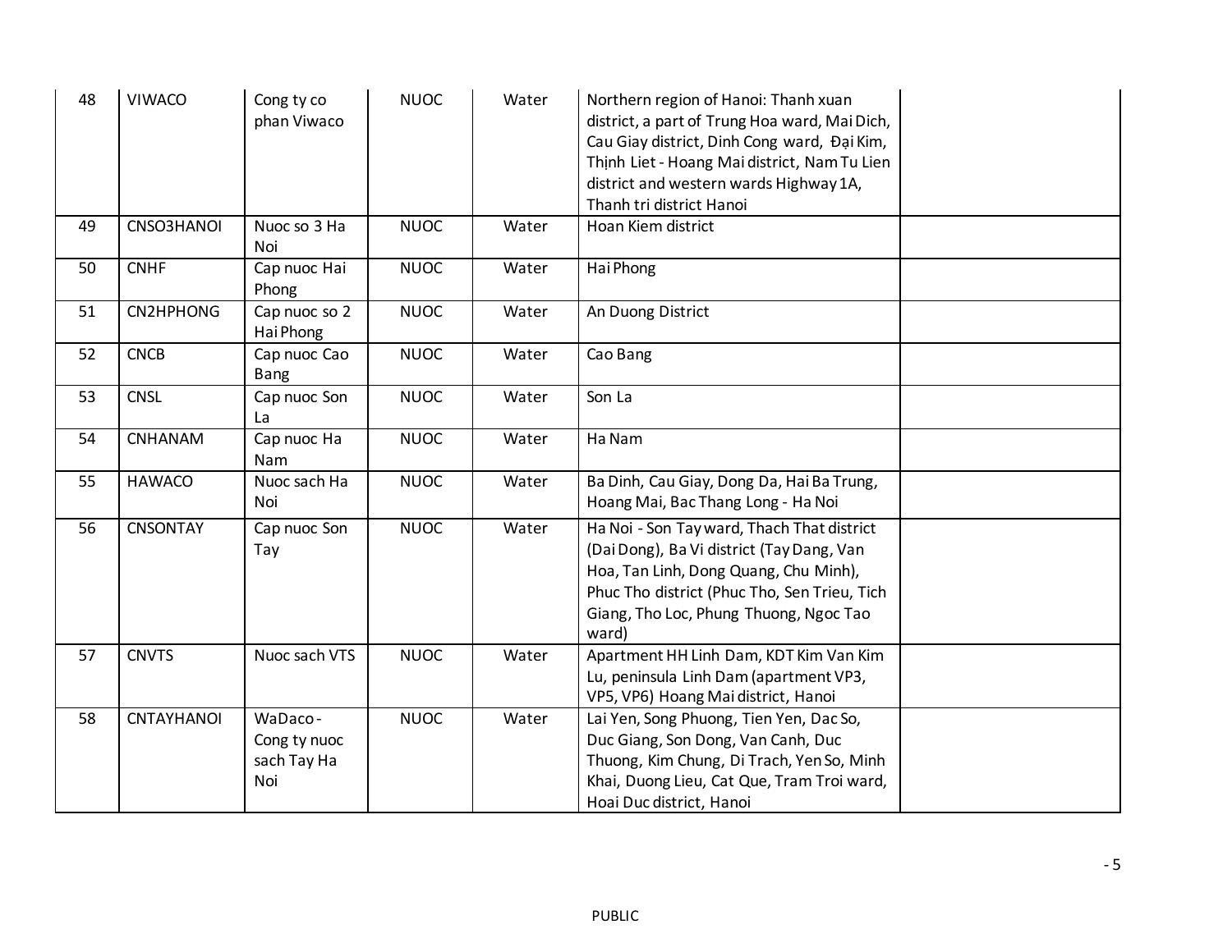| 48 | VIWACO | Cong ty co phan Viwaco | NUOC | Water | Northern region of Hanoi: Thanh xuan district, a part of Trung Hoa ward, Mai Dich, Cau Giay district, Dinh Cong ward, Đại Kim, Thịnh Liet - Hoang Mai district, Nam Tu Lien district and western wards Highway 1A, Thanh tri district Hanoi | |
|---|---|---|---|---|---|---|
| 49 | CNSO3HANOI | Nuoc so 3 Ha Noi | NUOC | Water | Hoan Kiem district | |
| 50 | CNHF | Cap nuoc Hai Phong | NUOC | Water | Hai Phong | |
| 51 | CN2HPHONG | Cap nuoc so 2 Hai Phong | NUOC | Water | An Duong District | |
| 52 | CNCB | Cap nuoc Cao Bang | NUOC | Water | Cao Bang | |
| 53 | CNSL | Cap nuoc Son La | NUOC | Water | Son La | |
| 54 | CNHANAM | Cap nuoc Ha Nam | NUOC | Water | Ha Nam | |
| 55 | HAWACO | Nuoc sach Ha Noi | NUOC | Water | Ba Dinh, Cau Giay, Dong Da, Hai Ba Trung, Hoang Mai, Bac Thang Long - Ha Noi | |
| 56 | CNSONTAY | Cap nuoc Son Tay | NUOC | Water | Ha Noi - Son Tay ward, Thach That district (Dai Dong), Ba Vi district (Tay Dang, Van Hoa, Tan Linh, Dong Quang, Chu Minh), Phuc Tho district (Phuc Tho, Sen Trieu, Tich Giang, Tho Loc, Phung Thuong, Ngoc Tao ward) | |
| 57 | CNVTS | Nuoc sach VTS | NUOC | Water | Apartment HH Linh Dam, KDT Kim Van Kim Lu, peninsula Linh Dam (apartment VP3, VP5, VP6) Hoang Mai district, Hanoi | |
| 58 | CNTAYHANOI | WaDaco - Cong ty nuoc sach Tay Ha Noi | NUOC | Water | Lai Yen, Song Phuong, Tien Yen, Dac So, Duc Giang, Son Dong, Van Canh, Duc Thuong, Kim Chung, Di Trach, Yen So, Minh Khai, Duong Lieu, Cat Que, Tram Troi ward, Hoai Duc district, Hanoi | |

PUBLIC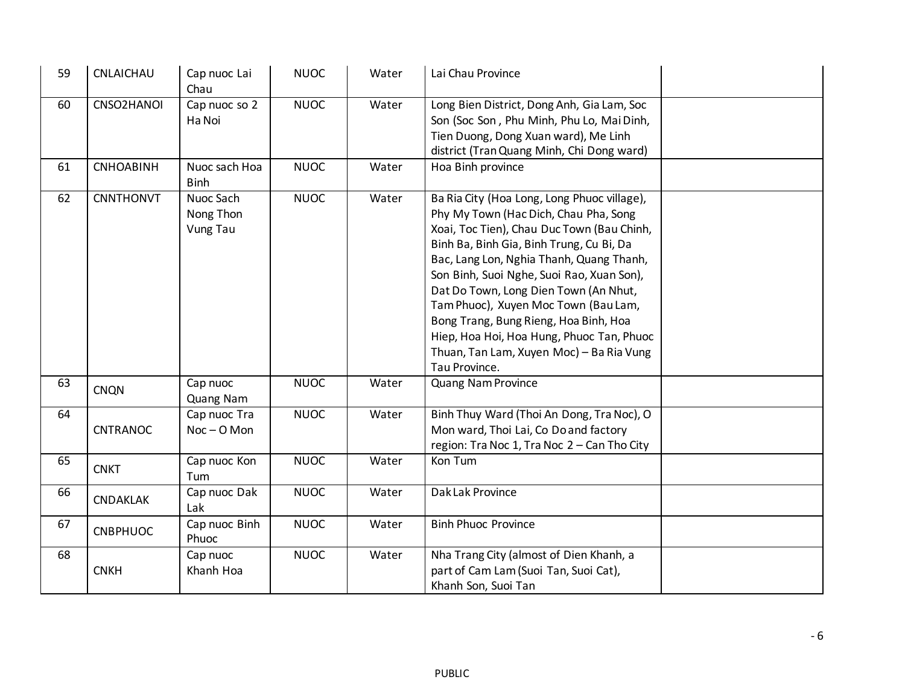| 59 | CNLAICHAU | Cap nuoc Lai Chau | NUOC | Water | Lai Chau Province | |
|---|---|---|---|---|---|---|
| 60 | CNSO2HANOI | Cap nuoc so 2 Ha Noi | NUOC | Water | Long Bien District, Dong Anh, Gia Lam, Soc Son (Soc Son , Phu Minh, Phu Lo, Mai Dinh, Tien Duong, Dong Xuan ward), Me Linh district (Tran Quang Minh, Chi Dong ward) | |
| 61 | CNHOABINH | Nuoc sach Hoa Binh | NUOC | Water | Hoa Binh province | |
| 62 | CNNTHONVT | Nuoc Sach Nong Thon Vung Tau | NUOC | Water | Ba Ria City (Hoa Long, Long Phuoc village), Phy My Town (Hac Dich, Chau Pha, Song Xoai, Toc Tien), Chau Duc Town (Bau Chinh, Binh Ba, Binh Gia, Binh Trung, Cu Bi, Da Bac, Lang Lon, Nghia Thanh, Quang Thanh, Son Binh, Suoi Nghe, Suoi Rao, Xuan Son), Dat Do Town, Long Dien Town (An Nhut, Tam Phuoc), Xuyen Moc Town (Bau Lam, Bong Trang, Bung Rieng, Hoa Binh, Hoa Hiep, Hoa Hoi, Hoa Hung, Phuoc Tan, Phuoc Thuan, Tan Lam, Xuyen Moc) – Ba Ria Vung Tau Province. | |
| 63 | CNQN | Cap nuoc Quang Nam | NUOC | Water | Quang Nam Province | |
| 64 | CNTRANOC | Cap nuoc Tra Noc – O Mon | NUOC | Water | Binh Thuy Ward (Thoi An Dong, Tra Noc), O Mon ward, Thoi Lai, Co Do and factory region: Tra Noc 1, Tra Noc 2 – Can Tho City | |
| 65 | CNKT | Cap nuoc Kon Tum | NUOC | Water | Kon Tum | |
| 66 | CNDAKLAK | Cap nuoc Dak Lak | NUOC | Water | Dak Lak Province | |
| 67 | CNBPHUOC | Cap nuoc Binh Phuoc | NUOC | Water | Binh Phuoc Province | |
| 68 | CNKH | Cap nuoc Khanh Hoa | NUOC | Water | Nha Trang City (almost of Dien Khanh, a part of Cam Lam (Suoi Tan, Suoi Cat), Khanh Son, Suoi Tan | |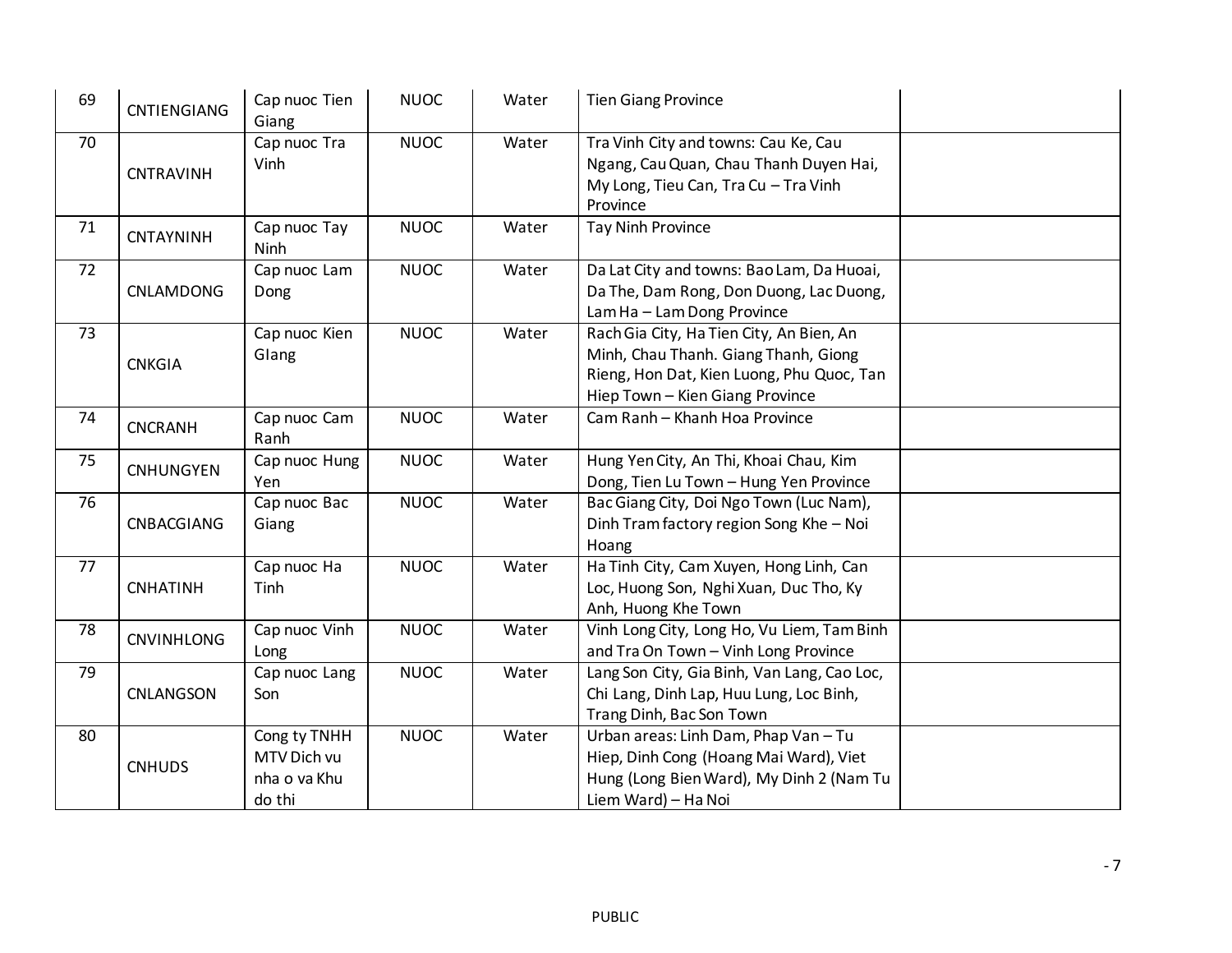| 69 | CNTIENGIANG | Cap nuoc Tien Giang | NUOC | Water | Tien Giang Province | |
|---|---|---|---|---|---|---|
| 70 | CNTRAVINH | Cap nuoc Tra Vinh | NUOC | Water | Tra Vinh City and towns: Cau Ke, Cau Ngang, Cau Quan, Chau Thanh Duyen Hai, My Long, Tieu Can, Tra Cu – Tra Vinh Province | |
| 71 | CNTAYNINH | Cap nuoc Tay Ninh | NUOC | Water | Tay Ninh Province | |
| 72 | CNLAMDONG | Cap nuoc Lam Dong | NUOC | Water | Da Lat City and towns: Bao Lam, Da Huoai, Da The, Dam Rong, Don Duong, Lac Duong, Lam Ha – Lam Dong Province | |
| 73 | CNKGIA | Cap nuoc Kien GIang | NUOC | Water | Rach Gia City, Ha Tien City, An Bien, An Minh, Chau Thanh. Giang Thanh, Giong Rieng, Hon Dat, Kien Luong, Phu Quoc, Tan Hiep Town – Kien Giang Province | |
| 74 | CNCRANH | Cap nuoc Cam Ranh | NUOC | Water | Cam Ranh – Khanh Hoa Province | |
| 75 | CNHUNGYEN | Cap nuoc Hung Yen | NUOC | Water | Hung Yen City, An Thi, Khoai Chau, Kim Dong, Tien Lu Town – Hung Yen Province | |
| 76 | CNBACGIANG | Cap nuoc Bac Giang | NUOC | Water | Bac Giang City, Doi Ngo Town (Luc Nam), Dinh Tram factory region Song Khe – Noi Hoang | |
| 77 | CNHATINH | Cap nuoc Ha Tinh | NUOC | Water | Ha Tinh City, Cam Xuyen, Hong Linh, Can Loc, Huong Son, Nghi Xuan, Duc Tho, Ky Anh, Huong Khe Town | |
| 78 | CNVINHLONG | Cap nuoc Vinh Long | NUOC | Water | Vinh Long City, Long Ho, Vu Liem, Tam Binh and Tra On Town – Vinh Long Province | |
| 79 | CNLANGSON | Cap nuoc Lang Son | NUOC | Water | Lang Son City, Gia Binh, Van Lang, Cao Loc, Chi Lang, Dinh Lap, Huu Lung, Loc Binh, Trang Dinh, Bac Son Town | |
| 80 | CNHUDS | Cong ty TNHH MTV Dich vu nha o va Khu do thi | NUOC | Water | Urban areas: Linh Dam, Phap Van – Tu Hiep, Dinh Cong (Hoang Mai Ward), Viet Hung (Long Bien Ward), My Dinh 2 (Nam Tu Liem Ward) – Ha Noi | |

PUBLIC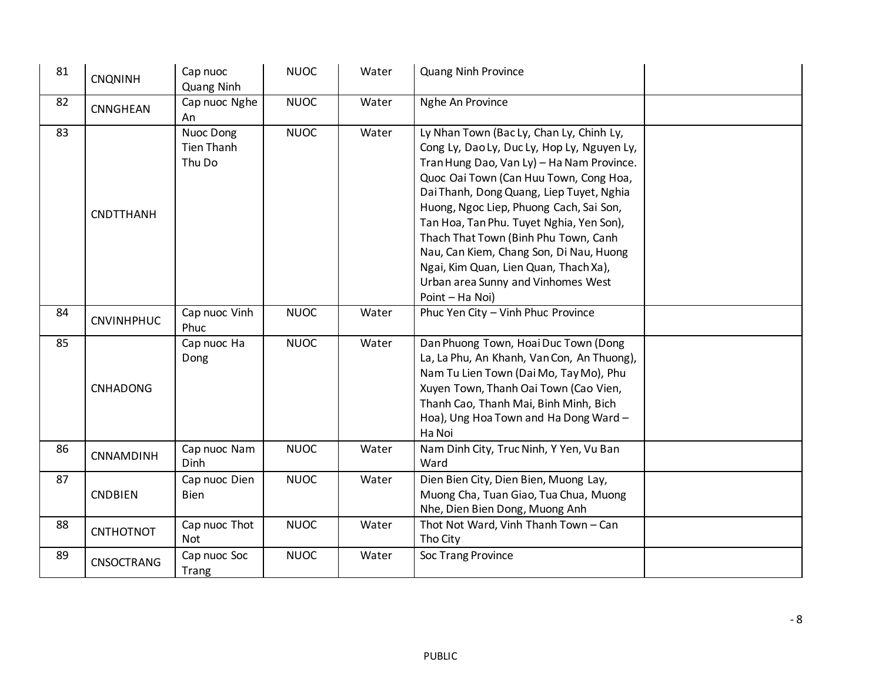| 81 | CNQNINH | Cap nuoc Quang Ninh | NUOC | Water | Quang Ninh Province | |
|---|---|---|---|---|---|---|
| 82 | CNNGHEAN | Cap nuoc Nghe An | NUOC | Water | Nghe An Province | |
| 83 | CNDTTHANH | Nuoc Dong Tien Thanh Thu Do | NUOC | Water | Ly Nhan Town (Bac Ly, Chan Ly, Chinh Ly, Cong Ly, Dao Ly, Duc Ly, Hop Ly, Nguyen Ly, Tran Hung Dao, Van Ly) – Ha Nam Province. Quoc Oai Town (Can Huu Town, Cong Hoa, Dai Thanh, Dong Quang, Liep Tuyet, Nghia Huong, Ngoc Liep, Phuong Cach, Sai Son, Tan Hoa, Tan Phu. Tuyet Nghia, Yen Son), Thach That Town (Binh Phu Town, Canh Nau, Can Kiem, Chang Son, Di Nau, Huong Ngai, Kim Quan, Lien Quan, Thach Xa), Urban area Sunny and Vinhomes West Point – Ha Noi) | |
| 84 | CNVINHPHUC | Cap nuoc Vinh Phuc | NUOC | Water | Phuc Yen City – Vinh Phuc Province | |
| 85 | CNHADONG | Cap nuoc Ha Dong | NUOC | Water | Dan Phuong Town, Hoai Duc Town (Dong La, La Phu, An Khanh, Van Con, An Thuong), Nam Tu Lien Town (Dai Mo, Tay Mo), Phu Xuyen Town, Thanh Oai Town (Cao Vien, Thanh Cao, Thanh Mai, Binh Minh, Bich Hoa), Ung Hoa Town and Ha Dong Ward – Ha Noi | |
| 86 | CNNAMDINH | Cap nuoc Nam Dinh | NUOC | Water | Nam Dinh City, Truc Ninh, Y Yen, Vu Ban Ward | |
| 87 | CNDBIEN | Cap nuoc Dien Bien | NUOC | Water | Dien Bien City, Dien Bien, Muong Lay, Muong Cha, Tuan Giao, Tua Chua, Muong Nhe, Dien Bien Dong, Muong Anh | |
| 88 | CNTHOTNOT | Cap nuoc Thot Not | NUOC | Water | Thot Not Ward, Vinh Thanh Town – Can Tho City | |
| 89 | CNSOCTRANG | Cap nuoc Soc Trang | NUOC | Water | Soc Trang Province | |

PUBLIC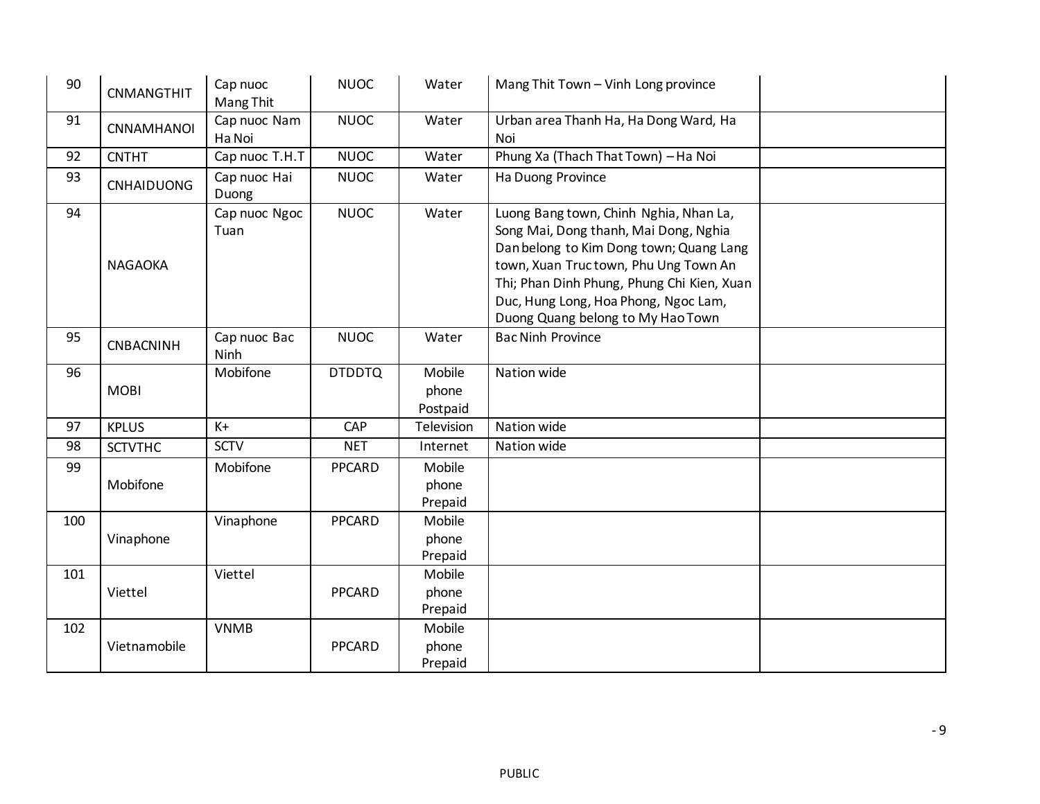| 90 | CNMANGTHIT | Cap nuoc Mang Thit | NUOC | Water | Mang Thit Town – Vinh Long province | |
|---|---|---|---|---|---|---|
| 91 | CNNAMHANOI | Cap nuoc Nam Ha Noi | NUOC | Water | Urban area Thanh Ha, Ha Dong Ward, Ha Noi | |
| 92 | CNTHT | Cap nuoc T.H.T | NUOC | Water | Phung Xa (Thach That Town) – Ha Noi | |
| 93 | CNHAIDUONG | Cap nuoc Hai Duong | NUOC | Water | Ha Duong Province | |
| 94 | NAGAOKA | Cap nuoc Ngoc Tuan | NUOC | Water | Luong Bang town, Chinh Nghia, Nhan La, Song Mai, Dong thanh, Mai Dong, Nghia Dan belong to Kim Dong town; Quang Lang town, Xuan Truc town, Phu Ung Town An Thi; Phan Dinh Phung, Phung Chi Kien, Xuan Duc, Hung Long, Hoa Phong, Ngoc Lam, Duong Quang belong to My Hao Town | |
| 95 | CNBACNINH | Cap nuoc Bac Ninh | NUOC | Water | Bac Ninh Province | |
| 96 | MOBI | Mobifone | DTDDTQ | Mobile phone Postpaid | Nation wide | |
| 97 | KPLUS | K+ | CAP | Television | Nation wide | |
| 98 | SCTVTHC | SCTV | NET | Internet | Nation wide | |
| 99 | Mobifone | Mobifone | PPCARD | Mobile phone Prepaid | | |
| 100 | Vinaphone | Vinaphone | PPCARD | Mobile phone Prepaid | | |
| 101 | Viettel | Viettel | PPCARD | Mobile phone Prepaid | | |
| 102 | Vietnamobile | VNMB | PPCARD | Mobile phone Prepaid | | |

PUBLIC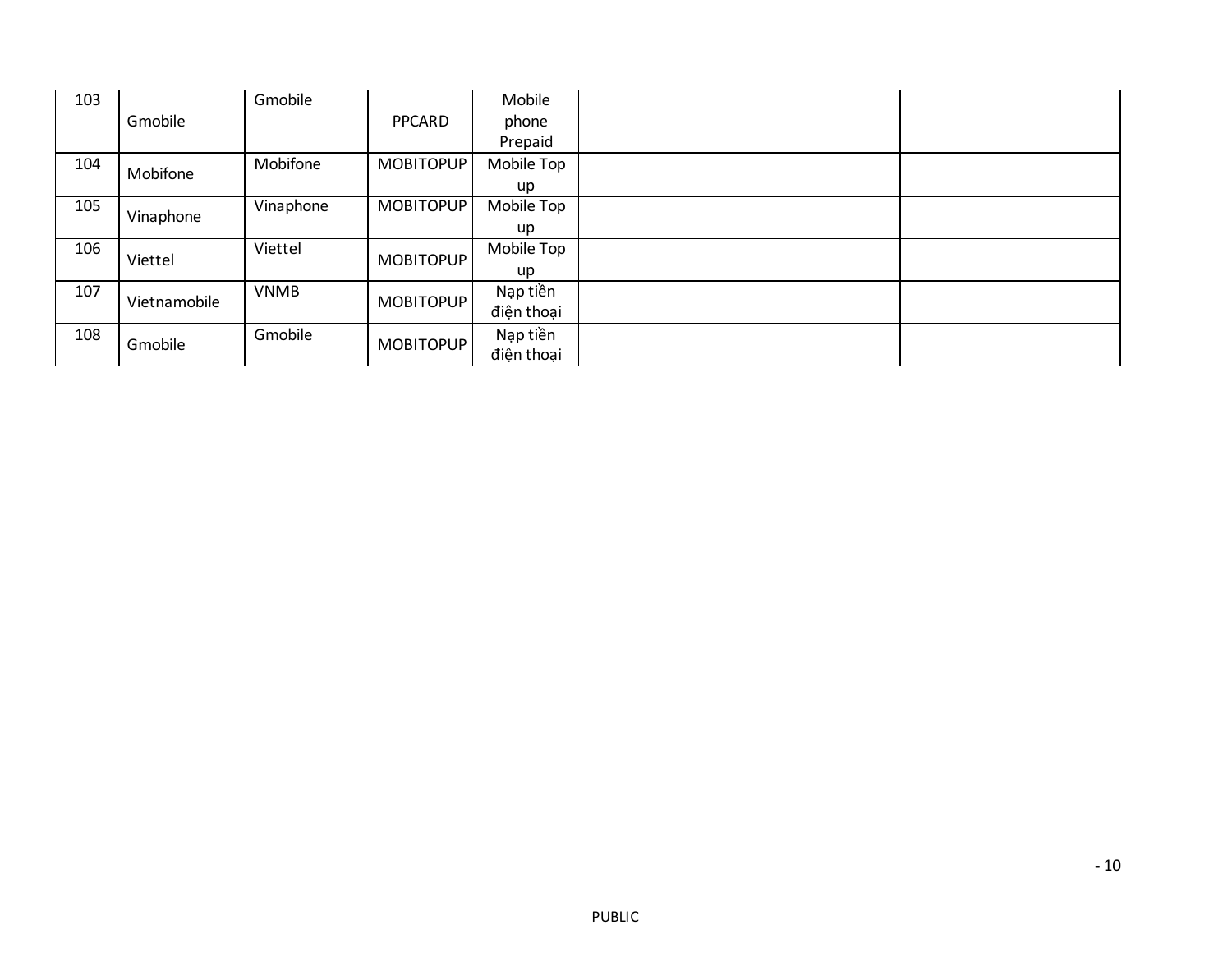| | | | | | | |
|---|---|---|---|---|---|---|
| 103 | Gmobile | Gmobile | PPCARD | Mobile phone Prepaid | | |
| 104 | Mobifone | Mobifone | MOBITOPUP | Mobile Top up | | |
| 105 | Vinaphone | Vinaphone | MOBITOPUP | Mobile Top up | | |
| 106 | Viettel | Viettel | MOBITOPUP | Mobile Top up | | |
| 107 | Vietnamobile | VNMB | MOBITOPUP | Nạp tiền điện thoại | | |
| 108 | Gmobile | Gmobile | MOBITOPUP | Nạp tiền điện thoại | | |

PUBLIC